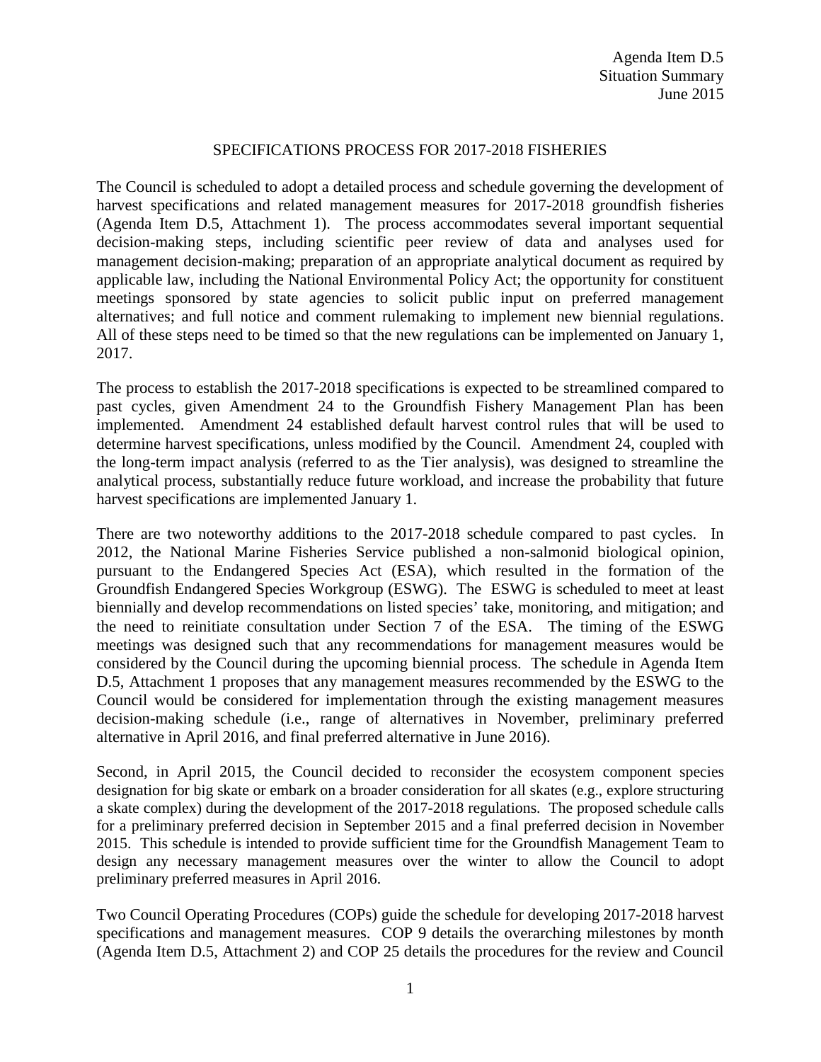Agenda Item D.5
Situation Summary
June 2015

## SPECIFICATIONS PROCESS FOR 2017-2018 FISHERIES

The Council is scheduled to adopt a detailed process and schedule governing the development of harvest specifications and related management measures for 2017-2018 groundfish fisheries (Agenda Item D.5, Attachment 1). The process accommodates several important sequential decision-making steps, including scientific peer review of data and analyses used for management decision-making; preparation of an appropriate analytical document as required by applicable law, including the National Environmental Policy Act; the opportunity for constituent meetings sponsored by state agencies to solicit public input on preferred management alternatives; and full notice and comment rulemaking to implement new biennial regulations. All of these steps need to be timed so that the new regulations can be implemented on January 1, 2017.

The process to establish the 2017-2018 specifications is expected to be streamlined compared to past cycles, given Amendment 24 to the Groundfish Fishery Management Plan has been implemented. Amendment 24 established default harvest control rules that will be used to determine harvest specifications, unless modified by the Council. Amendment 24, coupled with the long-term impact analysis (referred to as the Tier analysis), was designed to streamline the analytical process, substantially reduce future workload, and increase the probability that future harvest specifications are implemented January 1.

There are two noteworthy additions to the 2017-2018 schedule compared to past cycles. In 2012, the National Marine Fisheries Service published a non-salmonid biological opinion, pursuant to the Endangered Species Act (ESA), which resulted in the formation of the Groundfish Endangered Species Workgroup (ESWG). The ESWG is scheduled to meet at least biennially and develop recommendations on listed species' take, monitoring, and mitigation; and the need to reinitiate consultation under Section 7 of the ESA. The timing of the ESWG meetings was designed such that any recommendations for management measures would be considered by the Council during the upcoming biennial process. The schedule in Agenda Item D.5, Attachment 1 proposes that any management measures recommended by the ESWG to the Council would be considered for implementation through the existing management measures decision-making schedule (i.e., range of alternatives in November, preliminary preferred alternative in April 2016, and final preferred alternative in June 2016).

Second, in April 2015, the Council decided to reconsider the ecosystem component species designation for big skate or embark on a broader consideration for all skates (e.g., explore structuring a skate complex) during the development of the 2017-2018 regulations. The proposed schedule calls for a preliminary preferred decision in September 2015 and a final preferred decision in November 2015. This schedule is intended to provide sufficient time for the Groundfish Management Team to design any necessary management measures over the winter to allow the Council to adopt preliminary preferred measures in April 2016.

Two Council Operating Procedures (COPs) guide the schedule for developing 2017-2018 harvest specifications and management measures. COP 9 details the overarching milestones by month (Agenda Item D.5, Attachment 2) and COP 25 details the procedures for the review and Council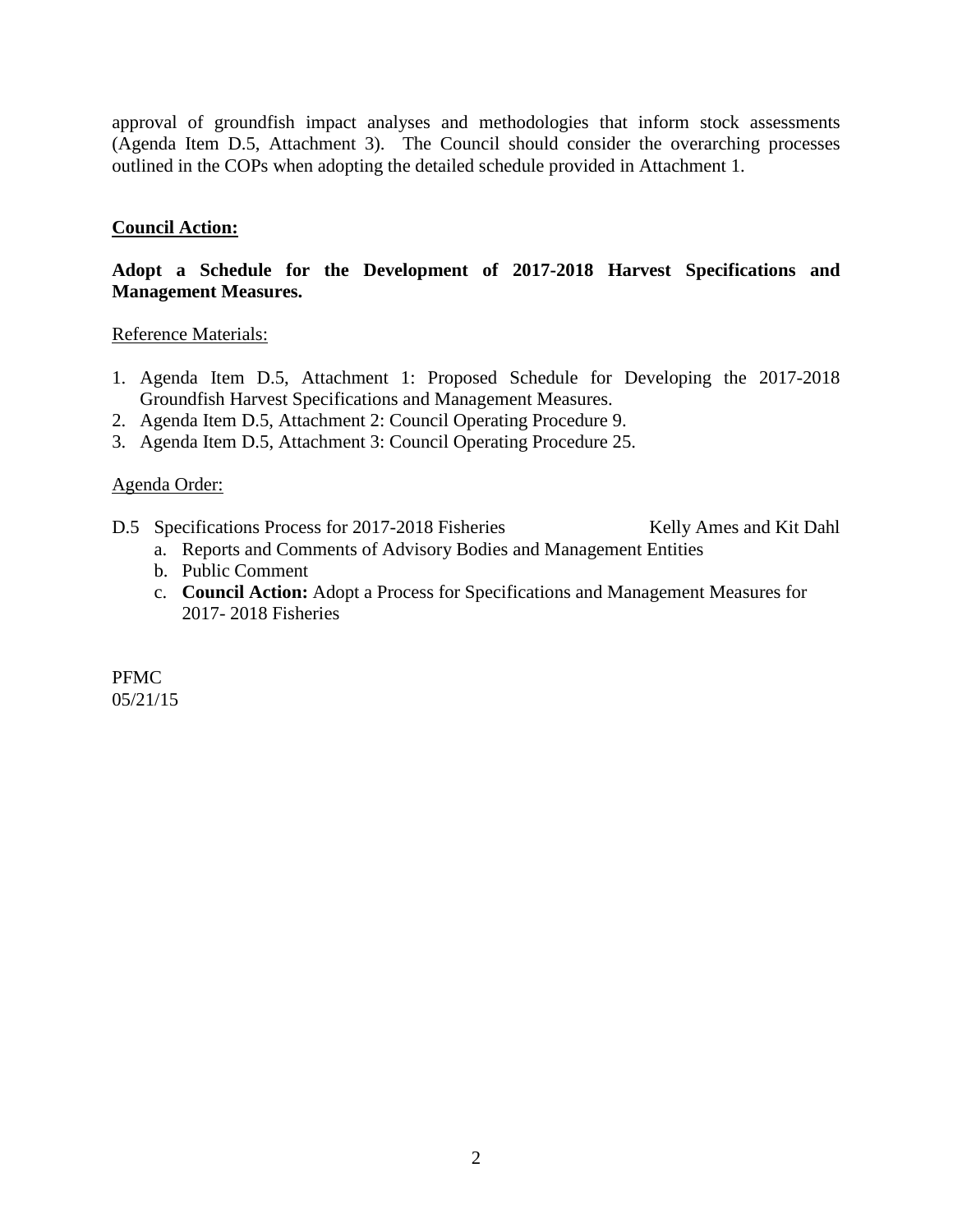approval of groundfish impact analyses and methodologies that inform stock assessments (Agenda Item D.5, Attachment 3). The Council should consider the overarching processes outlined in the COPs when adopting the detailed schedule provided in Attachment 1.

**Council Action:**

**Adopt a Schedule for the Development of 2017-2018 Harvest Specifications and Management Measures.**

Reference Materials:

1. Agenda Item D.5, Attachment 1: Proposed Schedule for Developing the 2017-2018 Groundfish Harvest Specifications and Management Measures.
2. Agenda Item D.5, Attachment 2: Council Operating Procedure 9.
3. Agenda Item D.5, Attachment 3: Council Operating Procedure 25.

Agenda Order:

D.5 Specifications Process for 2017-2018 Fisheries — Kelly Ames and Kit Dahl

   a. Reports and Comments of Advisory Bodies and Management Entities
   b. Public Comment
   c. **Council Action:** Adopt a Process for Specifications and Management Measures for 2017- 2018 Fisheries

PFMC
05/21/15